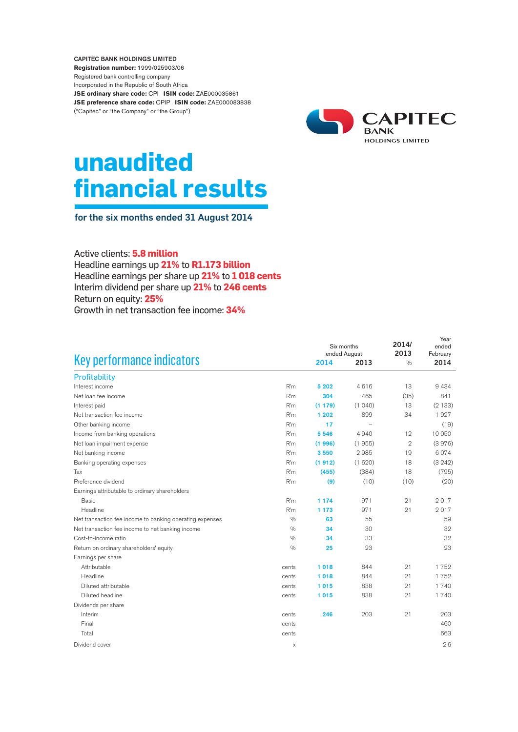**CAPITEC BANK HOLDINGS LIMITED**
**Registration number:** 1999/025903/06
Registered bank controlling company
Incorporated in the Republic of South Africa
**JSE ordinary share code:** CPI **ISIN code:** ZAE000035861
**JSE preference share code:** CPIP **ISIN code:** ZAE000083838
("Capitec" or "the Company" or "the Group")

CAPITEC BANK HOLDINGS LIMITED

# unaudited financial results

## for the six months ended 31 August 2014

Active clients: **5.8 million**
Headline earnings up **21%** to **R1.173 billion**
Headline earnings per share up **21%** to **1 018 cents**
Interim dividend per share up **21%** to **246 cents**
Return on equity: **25%**
Growth in net transaction fee income: **34%**

## Key performance indicators

| | | Six months ended August 2014 | Six months ended August 2013 | 2014/2013 % | Year ended February 2014 |
|---|---|---|---|---|---|
| **Profitability** | | | | | |
| Interest income | R'm | **5 202** | 4 616 | 13 | 9 434 |
| Net loan fee income | R'm | **304** | 465 | (35) | 841 |
| Interest paid | R'm | **(1 179)** | (1 040) | 13 | (2 133) |
| Net transaction fee income | R'm | **1 202** | 899 | 34 | 1 927 |
| Other banking income | R'm | **17** | – | | (19) |
| Income from banking operations | R'm | **5 546** | 4 940 | 12 | 10 050 |
| Net loan impairment expense | R'm | **(1 996)** | (1 955) | 2 | (3 976) |
| Net banking income | R'm | **3 550** | 2 985 | 19 | 6 074 |
| Banking operating expenses | R'm | **(1 912)** | (1 620) | 18 | (3 242) |
| Tax | R'm | **(455)** | (384) | 18 | (795) |
| Preference dividend | R'm | **(9)** | (10) | (10) | (20) |
| Earnings attributable to ordinary shareholders | | | | | |
| Basic | R'm | **1 174** | 971 | 21 | 2 017 |
| Headline | R'm | **1 173** | 971 | 21 | 2 017 |
| Net transaction fee income to banking operating expenses | % | **63** | 55 | | 59 |
| Net transaction fee income to net banking income | % | **34** | 30 | | 32 |
| Cost-to-income ratio | % | **34** | 33 | | 32 |
| Return on ordinary shareholders' equity | % | **25** | 23 | | 23 |
| Earnings per share | | | | | |
| Attributable | cents | **1 018** | 844 | 21 | 1 752 |
| Headline | cents | **1 018** | 844 | 21 | 1 752 |
| Diluted attributable | cents | **1 015** | 838 | 21 | 1 740 |
| Diluted headline | cents | **1 015** | 838 | 21 | 1 740 |
| Dividends per share | | | | | |
| Interim | cents | **246** | 203 | 21 | 203 |
| Final | cents | | | | 460 |
| Total | cents | | | | 663 |
| Dividend cover | x | | | | 2.6 |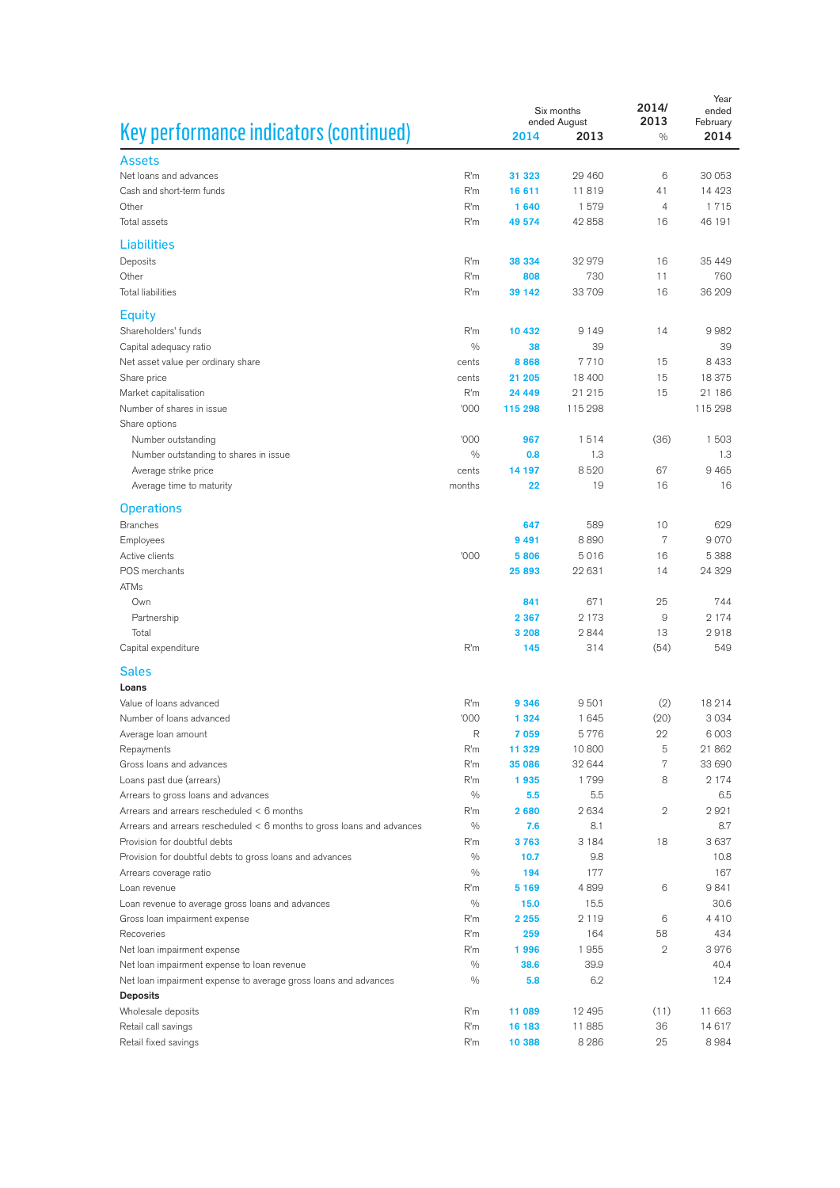# Key performance indicators (continued)

| | | Six months ended August 2014 | Six months ended August 2013 | 2014/2013 % | Year ended February 2014 |
|---|---|---|---|---|---|
| **Assets** | | | | | |
| Net loans and advances | R'm | 31 323 | 29 460 | 6 | 30 053 |
| Cash and short-term funds | R'm | 16 611 | 11 819 | 41 | 14 423 |
| Other | R'm | 1 640 | 1 579 | 4 | 1 715 |
| Total assets | R'm | 49 574 | 42 858 | 16 | 46 191 |
| **Liabilities** | | | | | |
| Deposits | R'm | 38 334 | 32 979 | 16 | 35 449 |
| Other | R'm | 808 | 730 | 11 | 760 |
| Total liabilities | R'm | 39 142 | 33 709 | 16 | 36 209 |
| **Equity** | | | | | |
| Shareholders' funds | R'm | 10 432 | 9 149 | 14 | 9 982 |
| Capital adequacy ratio | % | 38 | 39 | | 39 |
| Net asset value per ordinary share | cents | 8 868 | 7 710 | 15 | 8 433 |
| Share price | cents | 21 205 | 18 400 | 15 | 18 375 |
| Market capitalisation | R'm | 24 449 | 21 215 | 15 | 21 186 |
| Number of shares in issue | '000 | 115 298 | 115 298 | | 115 298 |
| Share options | | | | | |
| Number outstanding | '000 | 967 | 1 514 | (36) | 1 503 |
| Number outstanding to shares in issue | % | 0.8 | 1.3 | | 1.3 |
| Average strike price | cents | 14 197 | 8 520 | 67 | 9 465 |
| Average time to maturity | months | 22 | 19 | 16 | 16 |
| **Operations** | | | | | |
| Branches | | 647 | 589 | 10 | 629 |
| Employees | | 9 491 | 8 890 | 7 | 9 070 |
| Active clients | '000 | 5 806 | 5 016 | 16 | 5 388 |
| POS merchants | | 25 893 | 22 631 | 14 | 24 329 |
| ATMs | | | | | |
| Own | | 841 | 671 | 25 | 744 |
| Partnership | | 2 367 | 2 173 | 9 | 2 174 |
| Total | | 3 208 | 2 844 | 13 | 2 918 |
| Capital expenditure | R'm | 145 | 314 | (54) | 549 |
| **Sales** | | | | | |
| **Loans** | | | | | |
| Value of loans advanced | R'm | 9 346 | 9 501 | (2) | 18 214 |
| Number of loans advanced | '000 | 1 324 | 1 645 | (20) | 3 034 |
| Average loan amount | R | 7 059 | 5 776 | 22 | 6 003 |
| Repayments | R'm | 11 329 | 10 800 | 5 | 21 862 |
| Gross loans and advances | R'm | 35 086 | 32 644 | 7 | 33 690 |
| Loans past due (arrears) | R'm | 1 935 | 1 799 | 8 | 2 174 |
| Arrears to gross loans and advances | % | 5.5 | 5.5 | | 6.5 |
| Arrears and arrears rescheduled < 6 months | R'm | 2 680 | 2 634 | 2 | 2 921 |
| Arrears and arrears rescheduled < 6 months to gross loans and advances | % | 7.6 | 8.1 | | 8.7 |
| Provision for doubtful debts | R'm | 3 763 | 3 184 | 18 | 3 637 |
| Provision for doubtful debts to gross loans and advances | % | 10.7 | 9.8 | | 10.8 |
| Arrears coverage ratio | % | 194 | 177 | | 167 |
| Loan revenue | R'm | 5 169 | 4 899 | 6 | 9 841 |
| Loan revenue to average gross loans and advances | % | 15.0 | 15.5 | | 30.6 |
| Gross loan impairment expense | R'm | 2 255 | 2 119 | 6 | 4 410 |
| Recoveries | R'm | 259 | 164 | 58 | 434 |
| Net loan impairment expense | R'm | 1 996 | 1 955 | 2 | 3 976 |
| Net loan impairment expense to loan revenue | % | 38.6 | 39.9 | | 40.4 |
| Net loan impairment expense to average gross loans and advances | % | 5.8 | 6.2 | | 12.4 |
| **Deposits** | | | | | |
| Wholesale deposits | R'm | 11 089 | 12 495 | (11) | 11 663 |
| Retail call savings | R'm | 16 183 | 11 885 | 36 | 14 617 |
| Retail fixed savings | R'm | 10 388 | 8 286 | 25 | 8 984 |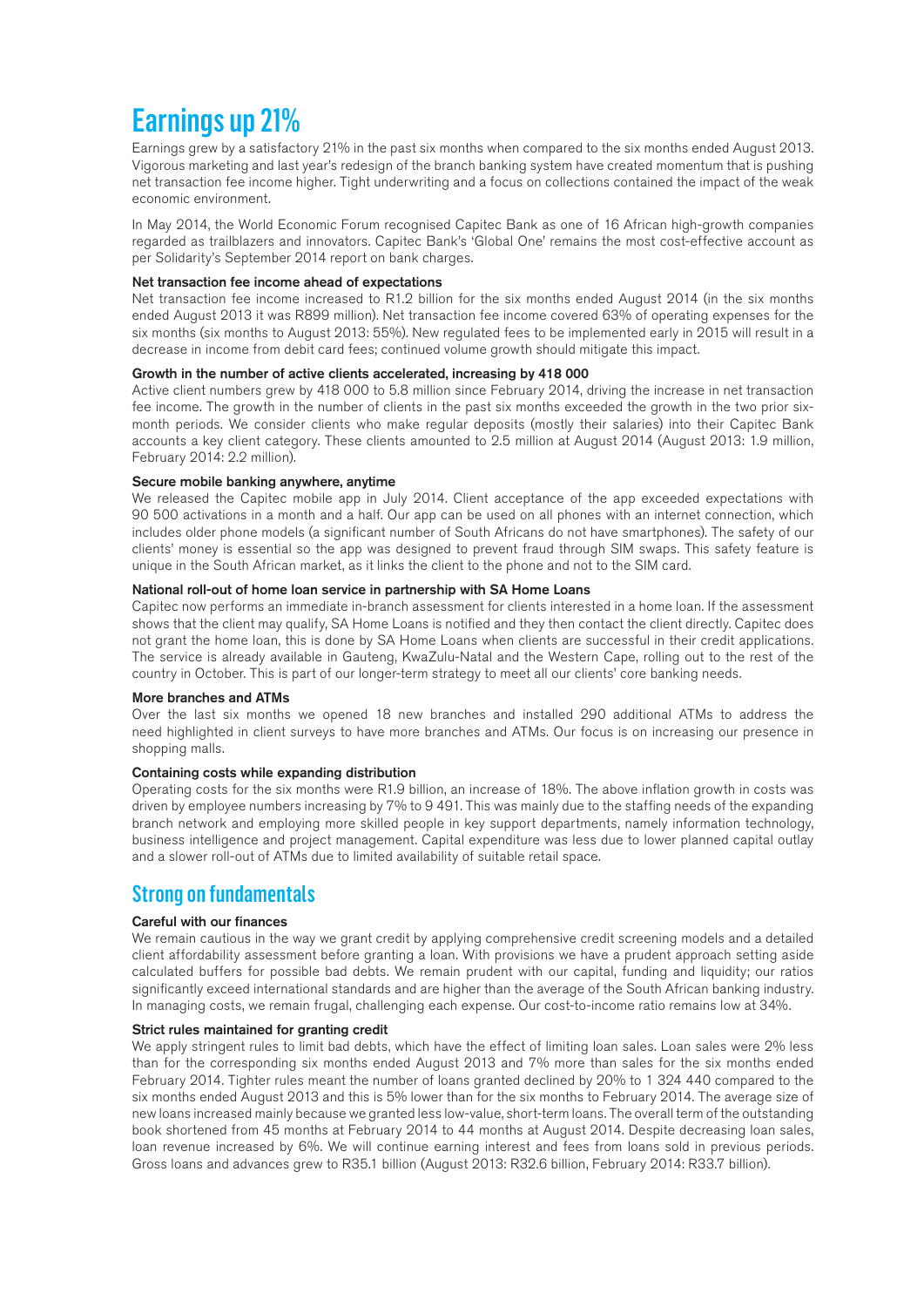# Earnings up 21%

Earnings grew by a satisfactory 21% in the past six months when compared to the six months ended August 2013. Vigorous marketing and last year's redesign of the branch banking system have created momentum that is pushing net transaction fee income higher. Tight underwriting and a focus on collections contained the impact of the weak economic environment.

In May 2014, the World Economic Forum recognised Capitec Bank as one of 16 African high-growth companies regarded as trailblazers and innovators. Capitec Bank's 'Global One' remains the most cost-effective account as per Solidarity's September 2014 report on bank charges.

### Net transaction fee income ahead of expectations

Net transaction fee income increased to R1.2 billion for the six months ended August 2014 (in the six months ended August 2013 it was R899 million). Net transaction fee income covered 63% of operating expenses for the six months (six months to August 2013: 55%). New regulated fees to be implemented early in 2015 will result in a decrease in income from debit card fees; continued volume growth should mitigate this impact.

### Growth in the number of active clients accelerated, increasing by 418 000

Active client numbers grew by 418 000 to 5.8 million since February 2014, driving the increase in net transaction fee income. The growth in the number of clients in the past six months exceeded the growth in the two prior six-month periods. We consider clients who make regular deposits (mostly their salaries) into their Capitec Bank accounts a key client category. These clients amounted to 2.5 million at August 2014 (August 2013: 1.9 million, February 2014: 2.2 million).

### Secure mobile banking anywhere, anytime

We released the Capitec mobile app in July 2014. Client acceptance of the app exceeded expectations with 90 500 activations in a month and a half. Our app can be used on all phones with an internet connection, which includes older phone models (a significant number of South Africans do not have smartphones). The safety of our clients' money is essential so the app was designed to prevent fraud through SIM swaps. This safety feature is unique in the South African market, as it links the client to the phone and not to the SIM card.

### National roll-out of home loan service in partnership with SA Home Loans

Capitec now performs an immediate in-branch assessment for clients interested in a home loan. If the assessment shows that the client may qualify, SA Home Loans is notified and they then contact the client directly. Capitec does not grant the home loan, this is done by SA Home Loans when clients are successful in their credit applications. The service is already available in Gauteng, KwaZulu-Natal and the Western Cape, rolling out to the rest of the country in October. This is part of our longer-term strategy to meet all our clients' core banking needs.

### More branches and ATMs

Over the last six months we opened 18 new branches and installed 290 additional ATMs to address the need highlighted in client surveys to have more branches and ATMs. Our focus is on increasing our presence in shopping malls.

### Containing costs while expanding distribution

Operating costs for the six months were R1.9 billion, an increase of 18%. The above inflation growth in costs was driven by employee numbers increasing by 7% to 9 491. This was mainly due to the staffing needs of the expanding branch network and employing more skilled people in key support departments, namely information technology, business intelligence and project management. Capital expenditure was less due to lower planned capital outlay and a slower roll-out of ATMs due to limited availability of suitable retail space.

## Strong on fundamentals

### Careful with our finances

We remain cautious in the way we grant credit by applying comprehensive credit screening models and a detailed client affordability assessment before granting a loan. With provisions we have a prudent approach setting aside calculated buffers for possible bad debts. We remain prudent with our capital, funding and liquidity; our ratios significantly exceed international standards and are higher than the average of the South African banking industry. In managing costs, we remain frugal, challenging each expense. Our cost-to-income ratio remains low at 34%.

### Strict rules maintained for granting credit

We apply stringent rules to limit bad debts, which have the effect of limiting loan sales. Loan sales were 2% less than for the corresponding six months ended August 2013 and 7% more than sales for the six months ended February 2014. Tighter rules meant the number of loans granted declined by 20% to 1 324 440 compared to the six months ended August 2013 and this is 5% lower than for the six months to February 2014. The average size of new loans increased mainly because we granted less low-value, short-term loans. The overall term of the outstanding book shortened from 45 months at February 2014 to 44 months at August 2014. Despite decreasing loan sales, loan revenue increased by 6%. We will continue earning interest and fees from loans sold in previous periods. Gross loans and advances grew to R35.1 billion (August 2013: R32.6 billion, February 2014: R33.7 billion).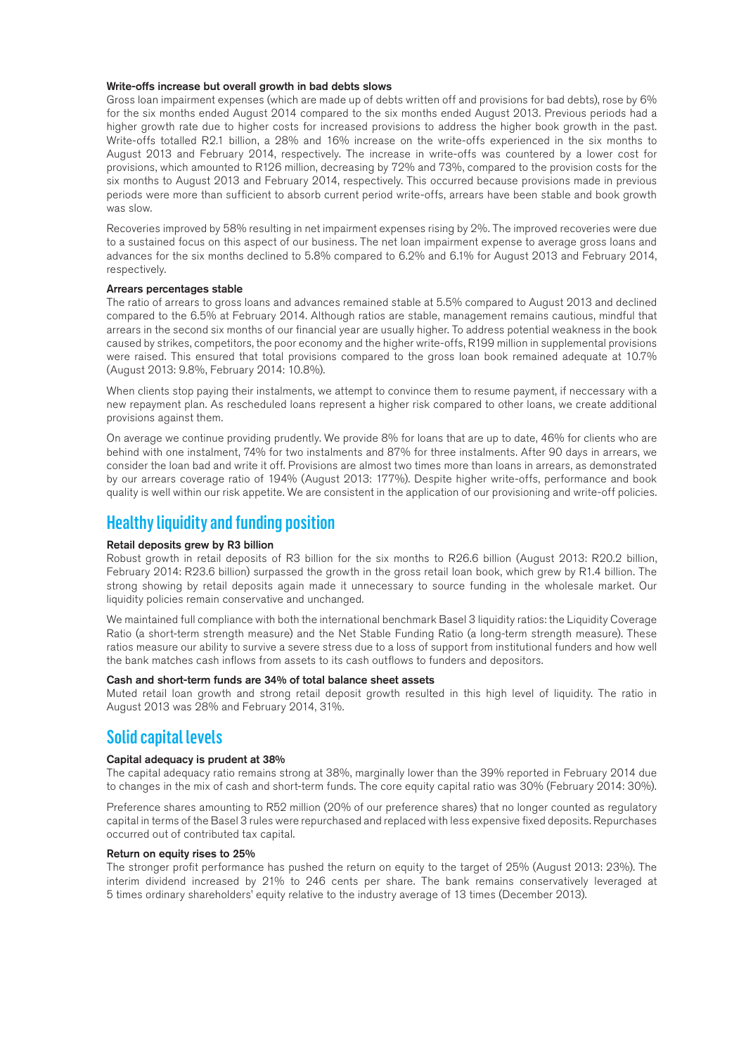**Write-offs increase but overall growth in bad debts slows**

Gross loan impairment expenses (which are made up of debts written off and provisions for bad debts), rose by 6% for the six months ended August 2014 compared to the six months ended August 2013. Previous periods had a higher growth rate due to higher costs for increased provisions to address the higher book growth in the past. Write-offs totalled R2.1 billion, a 28% and 16% increase on the write-offs experienced in the six months to August 2013 and February 2014, respectively. The increase in write-offs was countered by a lower cost for provisions, which amounted to R126 million, decreasing by 72% and 73%, compared to the provision costs for the six months to August 2013 and February 2014, respectively. This occurred because provisions made in previous periods were more than sufficient to absorb current period write-offs, arrears have been stable and book growth was slow.

Recoveries improved by 58% resulting in net impairment expenses rising by 2%. The improved recoveries were due to a sustained focus on this aspect of our business. The net loan impairment expense to average gross loans and advances for the six months declined to 5.8% compared to 6.2% and 6.1% for August 2013 and February 2014, respectively.

**Arrears percentages stable**

The ratio of arrears to gross loans and advances remained stable at 5.5% compared to August 2013 and declined compared to the 6.5% at February 2014. Although ratios are stable, management remains cautious, mindful that arrears in the second six months of our financial year are usually higher. To address potential weakness in the book caused by strikes, competitors, the poor economy and the higher write-offs, R199 million in supplemental provisions were raised. This ensured that total provisions compared to the gross loan book remained adequate at 10.7% (August 2013: 9.8%, February 2014: 10.8%).

When clients stop paying their instalments, we attempt to convince them to resume payment, if neccessary with a new repayment plan. As rescheduled loans represent a higher risk compared to other loans, we create additional provisions against them.

On average we continue providing prudently. We provide 8% for loans that are up to date, 46% for clients who are behind with one instalment, 74% for two instalments and 87% for three instalments. After 90 days in arrears, we consider the loan bad and write it off. Provisions are almost two times more than loans in arrears, as demonstrated by our arrears coverage ratio of 194% (August 2013: 177%). Despite higher write-offs, performance and book quality is well within our risk appetite. We are consistent in the application of our provisioning and write-off policies.

## Healthy liquidity and funding position

**Retail deposits grew by R3 billion**

Robust growth in retail deposits of R3 billion for the six months to R26.6 billion (August 2013: R20.2 billion, February 2014: R23.6 billion) surpassed the growth in the gross retail loan book, which grew by R1.4 billion. The strong showing by retail deposits again made it unnecessary to source funding in the wholesale market. Our liquidity policies remain conservative and unchanged.

We maintained full compliance with both the international benchmark Basel 3 liquidity ratios: the Liquidity Coverage Ratio (a short-term strength measure) and the Net Stable Funding Ratio (a long-term strength measure). These ratios measure our ability to survive a severe stress due to a loss of support from institutional funders and how well the bank matches cash inflows from assets to its cash outflows to funders and depositors.

**Cash and short-term funds are 34% of total balance sheet assets**

Muted retail loan growth and strong retail deposit growth resulted in this high level of liquidity. The ratio in August 2013 was 28% and February 2014, 31%.

## Solid capital levels

**Capital adequacy is prudent at 38%**

The capital adequacy ratio remains strong at 38%, marginally lower than the 39% reported in February 2014 due to changes in the mix of cash and short-term funds. The core equity capital ratio was 30% (February 2014: 30%).

Preference shares amounting to R52 million (20% of our preference shares) that no longer counted as regulatory capital in terms of the Basel 3 rules were repurchased and replaced with less expensive fixed deposits. Repurchases occurred out of contributed tax capital.

**Return on equity rises to 25%**

The stronger profit performance has pushed the return on equity to the target of 25% (August 2013: 23%). The interim dividend increased by 21% to 246 cents per share. The bank remains conservatively leveraged at 5 times ordinary shareholders' equity relative to the industry average of 13 times (December 2013).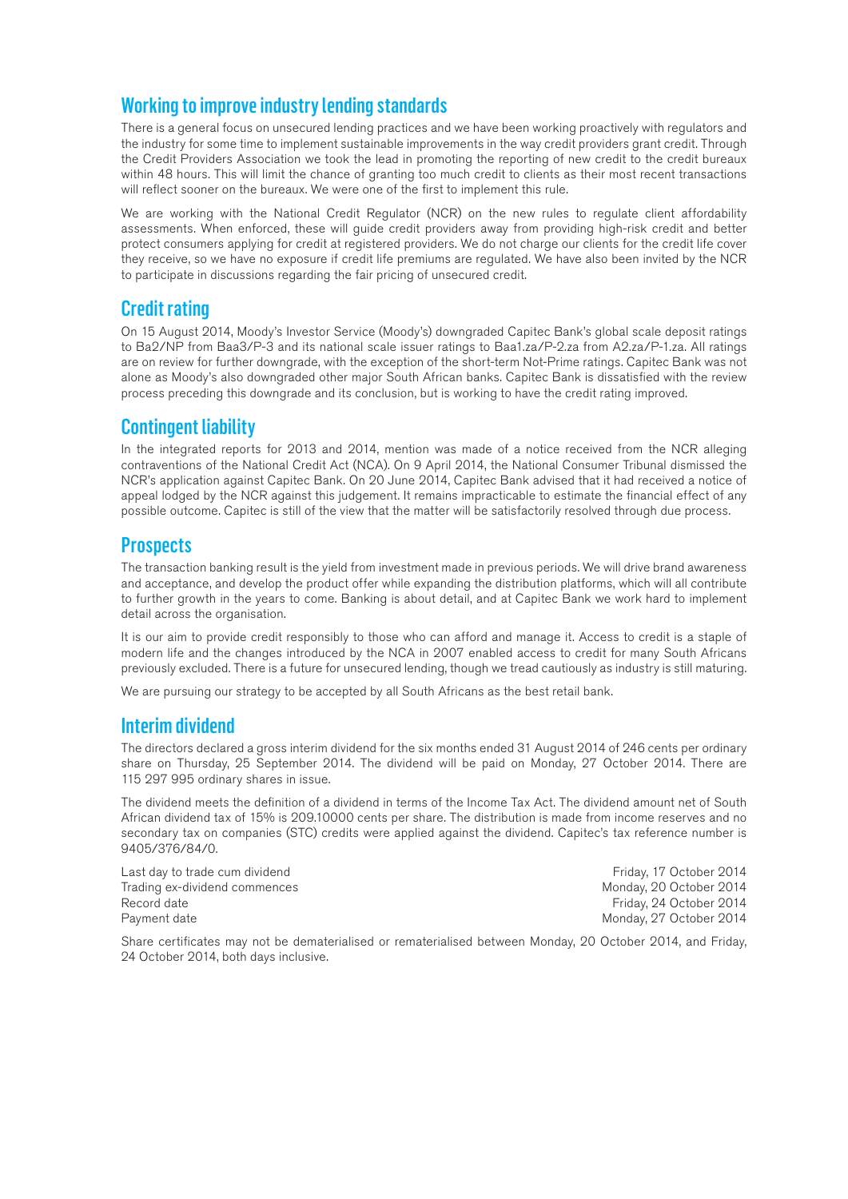## Working to improve industry lending standards

There is a general focus on unsecured lending practices and we have been working proactively with regulators and the industry for some time to implement sustainable improvements in the way credit providers grant credit. Through the Credit Providers Association we took the lead in promoting the reporting of new credit to the credit bureaux within 48 hours. This will limit the chance of granting too much credit to clients as their most recent transactions will reflect sooner on the bureaux. We were one of the first to implement this rule.

We are working with the National Credit Regulator (NCR) on the new rules to regulate client affordability assessments. When enforced, these will guide credit providers away from providing high-risk credit and better protect consumers applying for credit at registered providers. We do not charge our clients for the credit life cover they receive, so we have no exposure if credit life premiums are regulated. We have also been invited by the NCR to participate in discussions regarding the fair pricing of unsecured credit.

## Credit rating

On 15 August 2014, Moody's Investor Service (Moody's) downgraded Capitec Bank's global scale deposit ratings to Ba2/NP from Baa3/P-3 and its national scale issuer ratings to Baa1.za/P-2.za from A2.za/P-1.za. All ratings are on review for further downgrade, with the exception of the short-term Not-Prime ratings. Capitec Bank was not alone as Moody's also downgraded other major South African banks. Capitec Bank is dissatisfied with the review process preceding this downgrade and its conclusion, but is working to have the credit rating improved.

## Contingent liability

In the integrated reports for 2013 and 2014, mention was made of a notice received from the NCR alleging contraventions of the National Credit Act (NCA). On 9 April 2014, the National Consumer Tribunal dismissed the NCR's application against Capitec Bank. On 20 June 2014, Capitec Bank advised that it had received a notice of appeal lodged by the NCR against this judgement. It remains impracticable to estimate the financial effect of any possible outcome. Capitec is still of the view that the matter will be satisfactorily resolved through due process.

## Prospects

The transaction banking result is the yield from investment made in previous periods. We will drive brand awareness and acceptance, and develop the product offer while expanding the distribution platforms, which will all contribute to further growth in the years to come. Banking is about detail, and at Capitec Bank we work hard to implement detail across the organisation.

It is our aim to provide credit responsibly to those who can afford and manage it. Access to credit is a staple of modern life and the changes introduced by the NCA in 2007 enabled access to credit for many South Africans previously excluded. There is a future for unsecured lending, though we tread cautiously as industry is still maturing.

We are pursuing our strategy to be accepted by all South Africans as the best retail bank.

## Interim dividend

The directors declared a gross interim dividend for the six months ended 31 August 2014 of 246 cents per ordinary share on Thursday, 25 September 2014. The dividend will be paid on Monday, 27 October 2014. There are 115 297 995 ordinary shares in issue.

The dividend meets the definition of a dividend in terms of the Income Tax Act. The dividend amount net of South African dividend tax of 15% is 209.10000 cents per share. The distribution is made from income reserves and no secondary tax on companies (STC) credits were applied against the dividend. Capitec's tax reference number is 9405/376/84/0.

| | |
|---|---|
| Last day to trade cum dividend | Friday, 17 October 2014 |
| Trading ex-dividend commences | Monday, 20 October 2014 |
| Record date | Friday, 24 October 2014 |
| Payment date | Monday, 27 October 2014 |

Share certificates may not be dematerialised or rematerialised between Monday, 20 October 2014, and Friday, 24 October 2014, both days inclusive.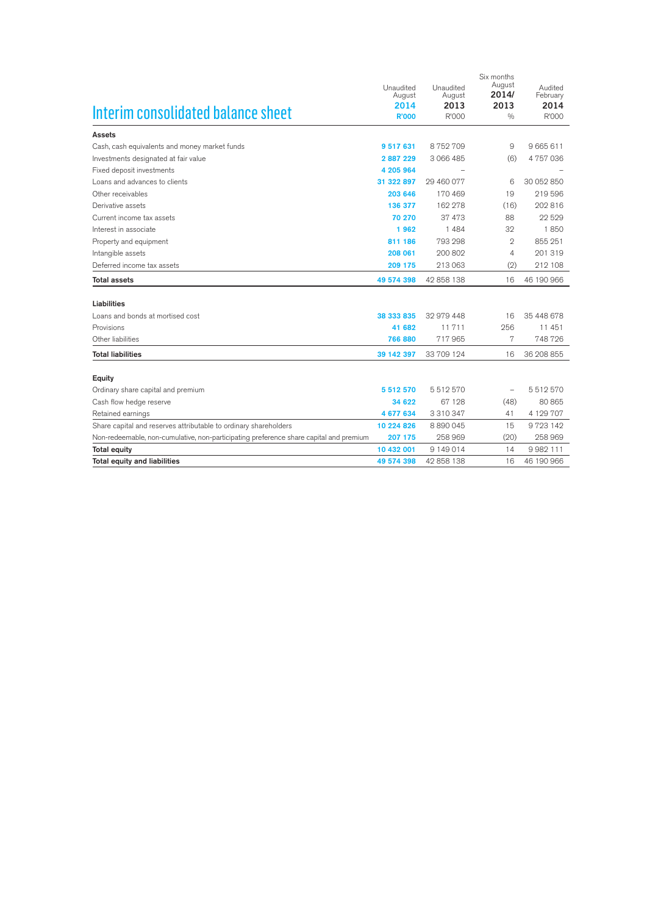# Interim consolidated balance sheet

| | Unaudited August 2014 R'000 | Unaudited August 2013 R'000 | Six months August 2014/ 2013 % | Audited February 2014 R'000 |
|---|---|---|---|---|
| **Assets** | | | | |
| Cash, cash equivalents and money market funds | 9 517 631 | 8 752 709 | 9 | 9 665 611 |
| Investments designated at fair value | 2 887 229 | 3 066 485 | (6) | 4 757 036 |
| Fixed deposit investments | 4 205 964 | – | | – |
| Loans and advances to clients | 31 322 897 | 29 460 077 | 6 | 30 052 850 |
| Other receivables | 203 646 | 170 469 | 19 | 219 596 |
| Derivative assets | 136 377 | 162 278 | (16) | 202 816 |
| Current income tax assets | 70 270 | 37 473 | 88 | 22 529 |
| Interest in associate | 1 962 | 1 484 | 32 | 1 850 |
| Property and equipment | 811 186 | 793 298 | 2 | 855 251 |
| Intangible assets | 208 061 | 200 802 | 4 | 201 319 |
| Deferred income tax assets | 209 175 | 213 063 | (2) | 212 108 |
| **Total assets** | 49 574 398 | 42 858 138 | 16 | 46 190 966 |
| **Liabilities** | | | | |
| Loans and bonds at mortised cost | 38 333 835 | 32 979 448 | 16 | 35 448 678 |
| Provisions | 41 682 | 11 711 | 256 | 11 451 |
| Other liabilities | 766 880 | 717 965 | 7 | 748 726 |
| **Total liabilities** | 39 142 397 | 33 709 124 | 16 | 36 208 855 |
| **Equity** | | | | |
| Ordinary share capital and premium | 5 512 570 | 5 512 570 | – | 5 512 570 |
| Cash flow hedge reserve | 34 622 | 67 128 | (48) | 80 865 |
| Retained earnings | 4 677 634 | 3 310 347 | 41 | 4 129 707 |
| Share capital and reserves attributable to ordinary shareholders | 10 224 826 | 8 890 045 | 15 | 9 723 142 |
| Non-redeemable, non-cumulative, non-participating preference share capital and premium | 207 175 | 258 969 | (20) | 258 969 |
| **Total equity** | 10 432 001 | 9 149 014 | 14 | 9 982 111 |
| **Total equity and liabilities** | 49 574 398 | 42 858 138 | 16 | 46 190 966 |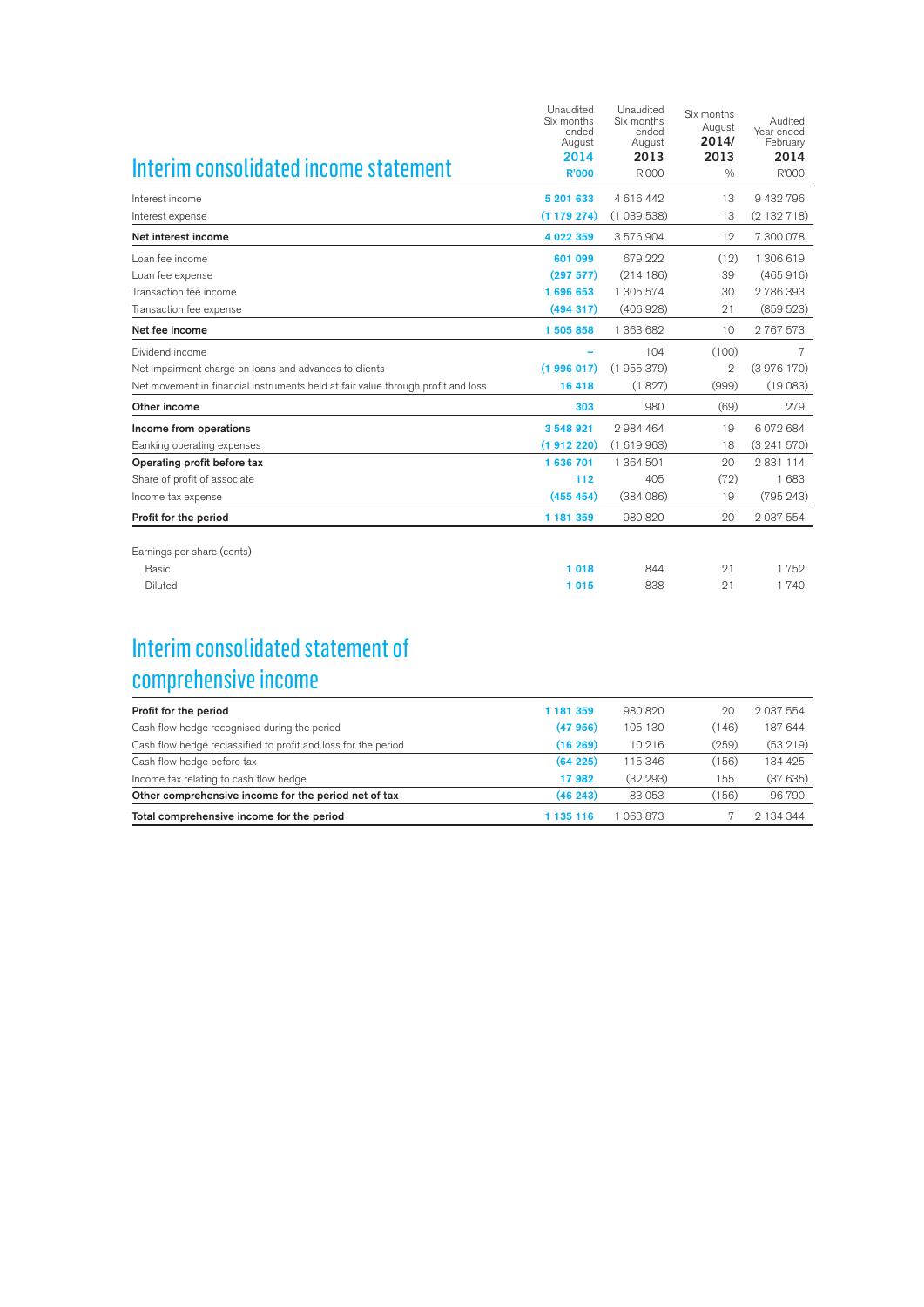## Interim consolidated income statement

| | Unaudited Six months ended August 2014 R'000 | Unaudited Six months ended August 2013 R'000 | Six months August 2014/ 2013 % | Audited Year ended February 2014 R'000 |
|---|---|---|---|---|
| Interest income | 5 201 633 | 4 616 442 | 13 | 9 432 796 |
| Interest expense | (1 179 274) | (1 039 538) | 13 | (2 132 718) |
| **Net interest income** | 4 022 359 | 3 576 904 | 12 | 7 300 078 |
| Loan fee income | 601 099 | 679 222 | (12) | 1 306 619 |
| Loan fee expense | (297 577) | (214 186) | 39 | (465 916) |
| Transaction fee income | 1 696 653 | 1 305 574 | 30 | 2 786 393 |
| Transaction fee expense | (494 317) | (406 928) | 21 | (859 523) |
| **Net fee income** | 1 505 858 | 1 363 682 | 10 | 2 767 573 |
| Dividend income | – | 104 | (100) | 7 |
| Net impairment charge on loans and advances to clients | (1 996 017) | (1 955 379) | 2 | (3 976 170) |
| Net movement in financial instruments held at fair value through profit and loss | 16 418 | (1 827) | (999) | (19 083) |
| **Other income** | 303 | 980 | (69) | 279 |
| **Income from operations** | 3 548 921 | 2 984 464 | 19 | 6 072 684 |
| Banking operating expenses | (1 912 220) | (1 619 963) | 18 | (3 241 570) |
| **Operating profit before tax** | 1 636 701 | 1 364 501 | 20 | 2 831 114 |
| Share of profit of associate | 112 | 405 | (72) | 1 683 |
| Income tax expense | (455 454) | (384 086) | 19 | (795 243) |
| **Profit for the period** | 1 181 359 | 980 820 | 20 | 2 037 554 |
| Earnings per share (cents) | | | | |
| Basic | 1 018 | 844 | 21 | 1 752 |
| Diluted | 1 015 | 838 | 21 | 1 740 |

## Interim consolidated statement of comprehensive income

| | | | | |
|---|---|---|---|---|
| **Profit for the period** | 1 181 359 | 980 820 | 20 | 2 037 554 |
| Cash flow hedge recognised during the period | (47 956) | 105 130 | (146) | 187 644 |
| Cash flow hedge reclassified to profit and loss for the period | (16 269) | 10 216 | (259) | (53 219) |
| Cash flow hedge before tax | (64 225) | 115 346 | (156) | 134 425 |
| Income tax relating to cash flow hedge | 17 982 | (32 293) | 155 | (37 635) |
| **Other comprehensive income for the period net of tax** | (46 243) | 83 053 | (156) | 96 790 |
| **Total comprehensive income for the period** | 1 135 116 | 1 063 873 | 7 | 2 134 344 |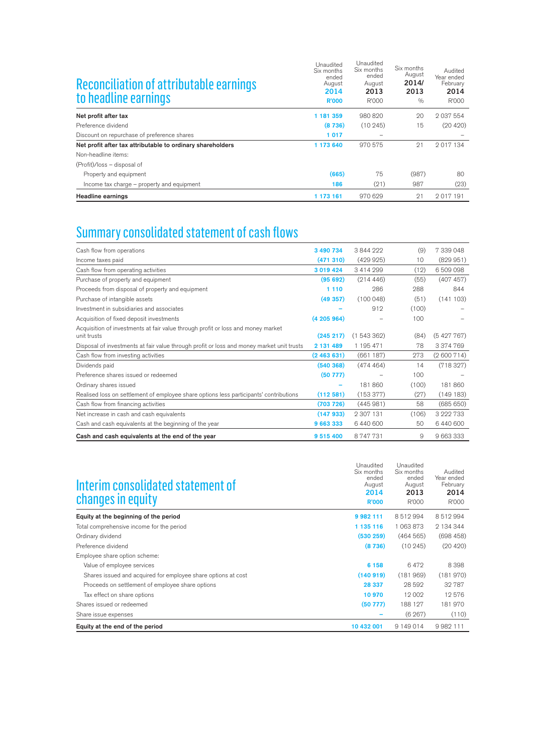## Reconciliation of attributable earnings to headline earnings

| | Unaudited Six months ended August 2014 R'000 | Unaudited Six months ended August 2013 R'000 | Six months August 2014/2013 % | Audited Year ended February 2014 R'000 |
|---|---|---|---|---|
| **Net profit after tax** | **1 181 359** | 980 820 | 20 | 2 037 554 |
| Preference dividend | (8 736) | (10 245) | 15 | (20 420) |
| Discount on repurchase of preference shares | 1 017 | – | | – |
| **Net profit after tax attributable to ordinary shareholders** | **1 173 640** | 970 575 | 21 | 2 017 134 |
| Non-headline items: | | | | |
| (Profit)/loss – disposal of | | | | |
| Property and equipment | (665) | 75 | (987) | 80 |
| Income tax charge – property and equipment | 186 | (21) | 987 | (23) |
| **Headline earnings** | **1 173 161** | 970 629 | 21 | 2 017 191 |

## Summary consolidated statement of cash flows

| | | | | |
|---|---|---|---|---|
| Cash flow from operations | 3 490 734 | 3 844 222 | (9) | 7 339 048 |
| Income taxes paid | (471 310) | (429 925) | 10 | (829 951) |
| Cash flow from operating activities | 3 019 424 | 3 414 299 | (12) | 6 509 098 |
| Purchase of property and equipment | (95 692) | (214 446) | (55) | (407 457) |
| Proceeds from disposal of property and equipment | 1 110 | 286 | 288 | 844 |
| Purchase of intangible assets | (49 357) | (100 048) | (51) | (141 103) |
| Investment in subsidiaries and associates | – | 912 | (100) | – |
| Acquisition of fixed deposit investments | (4 205 964) | – | 100 | – |
| Acquisition of investments at fair value through profit or loss and money market unit trusts | (245 217) | (1 543 362) | (84) | (5 427 767) |
| Disposal of investments at fair value through profit or loss and money market unit trusts | 2 131 489 | 1 195 471 | 78 | 3 374 769 |
| Cash flow from investing activities | (2 463 631) | (661 187) | 273 | (2 600 714) |
| Dividends paid | (540 368) | (474 464) | 14 | (718 327) |
| Preference shares issued or redeemed | (50 777) | – | 100 | – |
| Ordinary shares issued | – | 181 860 | (100) | 181 860 |
| Realised loss on settlement of employee share options less participants' contributions | (112 581) | (153 377) | (27) | (149 183) |
| Cash flow from financing activities | (703 726) | (445 981) | 58 | (685 650) |
| Net increase in cash and cash equivalents | (147 933) | 2 307 131 | (106) | 3 222 733 |
| Cash and cash equivalents at the beginning of the year | 9 663 333 | 6 440 600 | 50 | 6 440 600 |
| **Cash and cash equivalents at the end of the year** | **9 515 400** | 8 747 731 | 9 | 9 663 333 |

## Interim consolidated statement of changes in equity

| | Unaudited Six months ended August 2014 R'000 | Unaudited Six months ended August 2013 R'000 | Audited Year ended February 2014 R'000 |
|---|---|---|---|
| **Equity at the beginning of the period** | **9 982 111** | 8 512 994 | 8 512 994 |
| Total comprehensive income for the period | 1 135 116 | 1 063 873 | 2 134 344 |
| Ordinary dividend | (530 259) | (464 565) | (698 458) |
| Preference dividend | (8 736) | (10 245) | (20 420) |
| Employee share option scheme: | | | |
| Value of employee services | 6 158 | 6 472 | 8 398 |
| Shares issued and acquired for employee share options at cost | (140 919) | (181 969) | (181 970) |
| Proceeds on settlement of employee share options | 28 337 | 28 592 | 32 787 |
| Tax effect on share options | 10 970 | 12 002 | 12 576 |
| Shares issued or redeemed | (50 777) | 188 127 | 181 970 |
| Share issue expenses | – | (6 267) | (110) |
| **Equity at the end of the period** | **10 432 001** | 9 149 014 | 9 982 111 |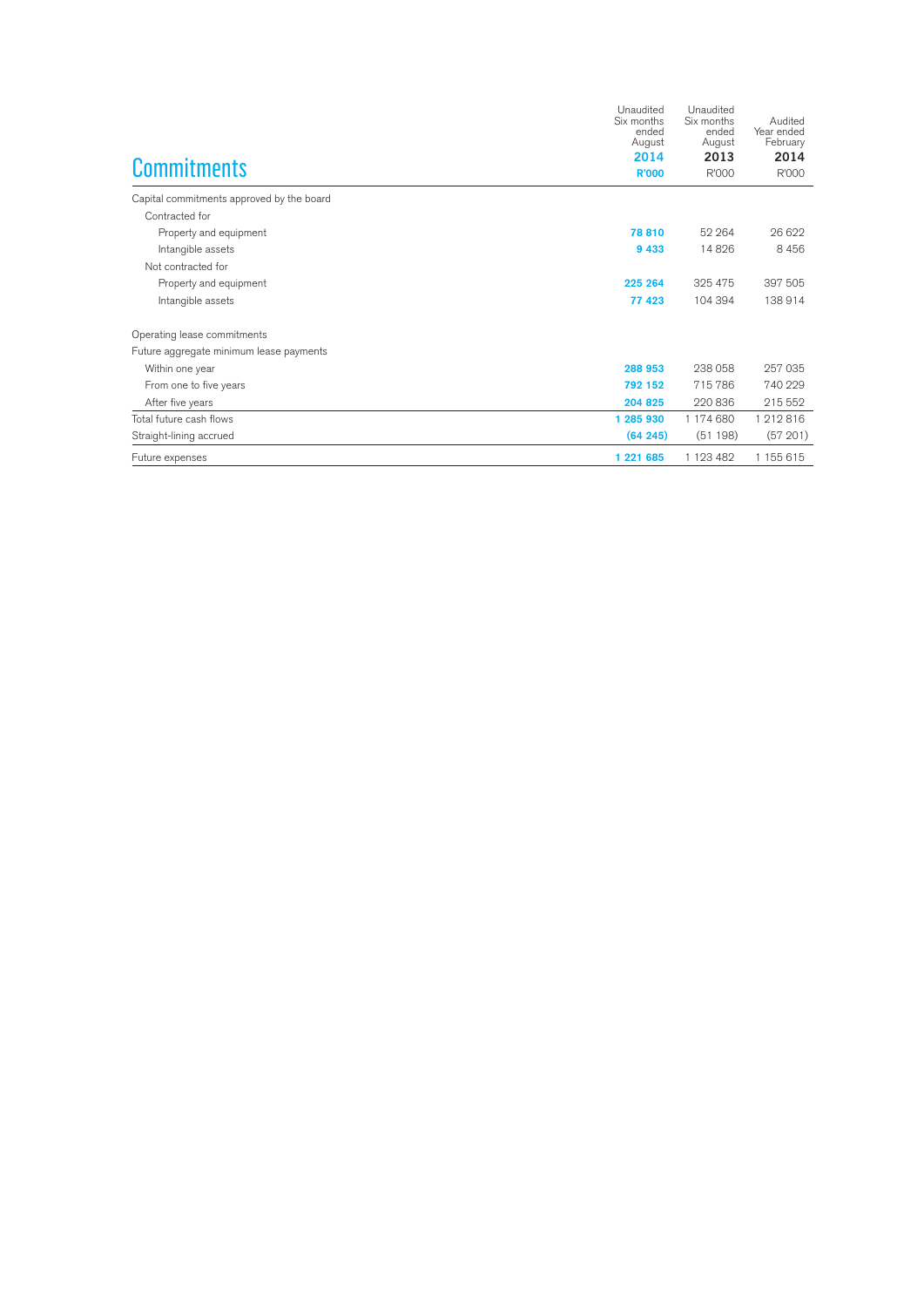# Commitments

| | Unaudited Six months ended August 2014 R'000 | Unaudited Six months ended August 2013 R'000 | Audited Year ended February 2014 R'000 |
|---|---|---|---|
| Capital commitments approved by the board | | | |
| Contracted for | | | |
| Property and equipment | **78 810** | 52 264 | 26 622 |
| Intangible assets | **9 433** | 14 826 | 8 456 |
| Not contracted for | | | |
| Property and equipment | **225 264** | 325 475 | 397 505 |
| Intangible assets | **77 423** | 104 394 | 138 914 |
| Operating lease commitments | | | |
| Future aggregate minimum lease payments | | | |
| Within one year | **288 953** | 238 058 | 257 035 |
| From one to five years | **792 152** | 715 786 | 740 229 |
| After five years | **204 825** | 220 836 | 215 552 |
| Total future cash flows | **1 285 930** | 1 174 680 | 1 212 816 |
| Straight-lining accrued | **(64 245)** | (51 198) | (57 201) |
| Future expenses | **1 221 685** | 1 123 482 | 1 155 615 |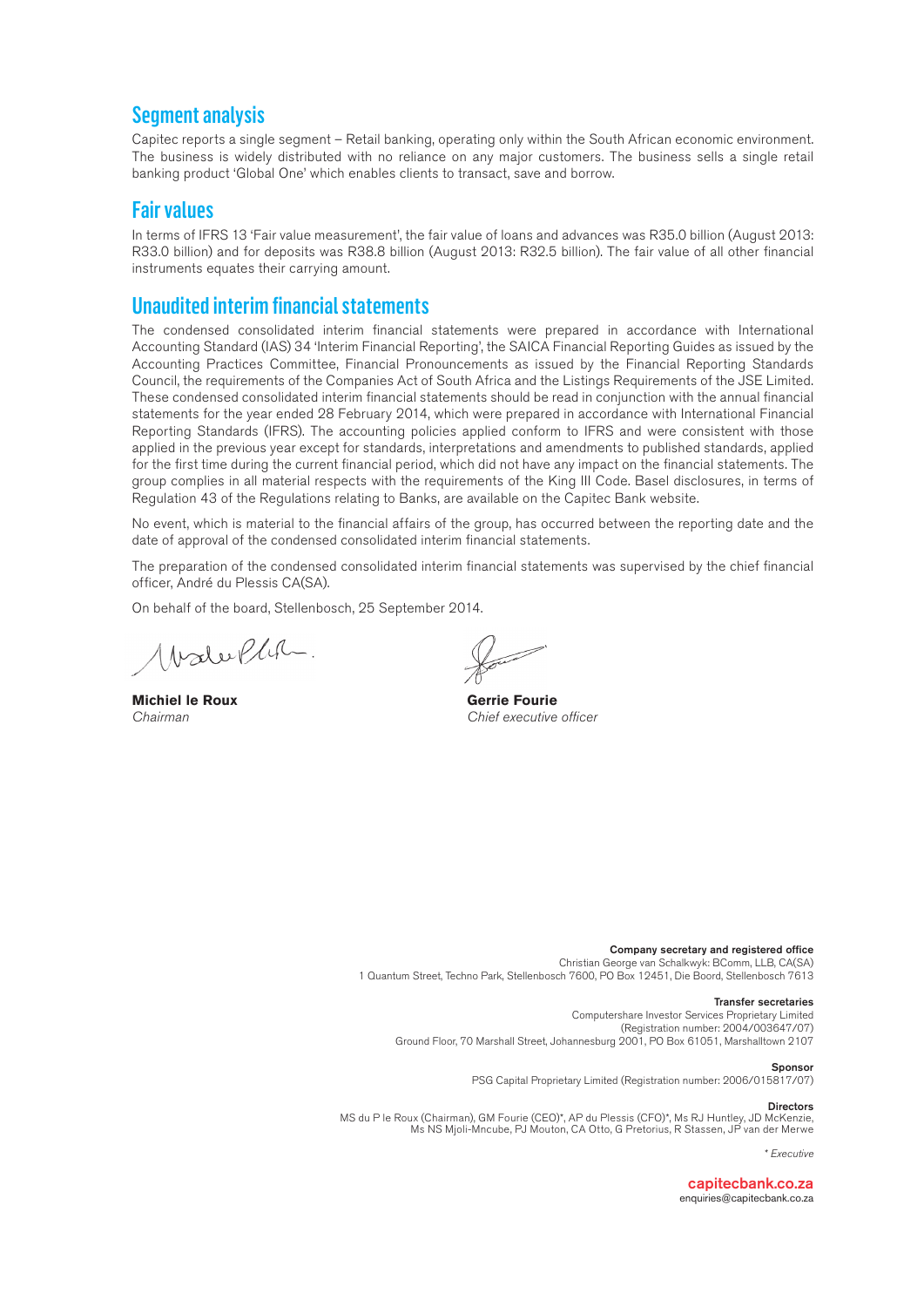## Segment analysis

Capitec reports a single segment – Retail banking, operating only within the South African economic environment. The business is widely distributed with no reliance on any major customers. The business sells a single retail banking product 'Global One' which enables clients to transact, save and borrow.

## Fair values

In terms of IFRS 13 'Fair value measurement', the fair value of loans and advances was R35.0 billion (August 2013: R33.0 billion) and for deposits was R38.8 billion (August 2013: R32.5 billion). The fair value of all other financial instruments equates their carrying amount.

## Unaudited interim financial statements

The condensed consolidated interim financial statements were prepared in accordance with International Accounting Standard (IAS) 34 'Interim Financial Reporting', the SAICA Financial Reporting Guides as issued by the Accounting Practices Committee, Financial Pronouncements as issued by the Financial Reporting Standards Council, the requirements of the Companies Act of South Africa and the Listings Requirements of the JSE Limited. These condensed consolidated interim financial statements should be read in conjunction with the annual financial statements for the year ended 28 February 2014, which were prepared in accordance with International Financial Reporting Standards (IFRS). The accounting policies applied conform to IFRS and were consistent with those applied in the previous year except for standards, interpretations and amendments to published standards, applied for the first time during the current financial period, which did not have any impact on the financial statements. The group complies in all material respects with the requirements of the King III Code. Basel disclosures, in terms of Regulation 43 of the Regulations relating to Banks, are available on the Capitec Bank website.

No event, which is material to the financial affairs of the group, has occurred between the reporting date and the date of approval of the condensed consolidated interim financial statements.

The preparation of the condensed consolidated interim financial statements was supervised by the chief financial officer, André du Plessis CA(SA).

On behalf of the board, Stellenbosch, 25 September 2014.

**Michiel le Roux**
*Chairman*

**Gerrie Fourie**
*Chief executive officer*

**Company secretary and registered office**
Christian George van Schalkwyk: BComm, LLB, CA(SA)
1 Quantum Street, Techno Park, Stellenbosch 7600, PO Box 12451, Die Boord, Stellenbosch 7613

**Transfer secretaries**
Computershare Investor Services Proprietary Limited
(Registration number: 2004/003647/07)
Ground Floor, 70 Marshall Street, Johannesburg 2001, PO Box 61051, Marshalltown 2107

**Sponsor**
PSG Capital Proprietary Limited (Registration number: 2006/015817/07)

**Directors**
MS du P le Roux (Chairman), GM Fourie (CEO)*, AP du Plessis (CFO)*, Ms RJ Huntley, JD McKenzie, Ms NS Mjoli-Mncube, PJ Mouton, CA Otto, G Pretorius, R Stassen, JP van der Merwe

*\* Executive*

**capitecbank.co.za**
enquiries@capitecbank.co.za